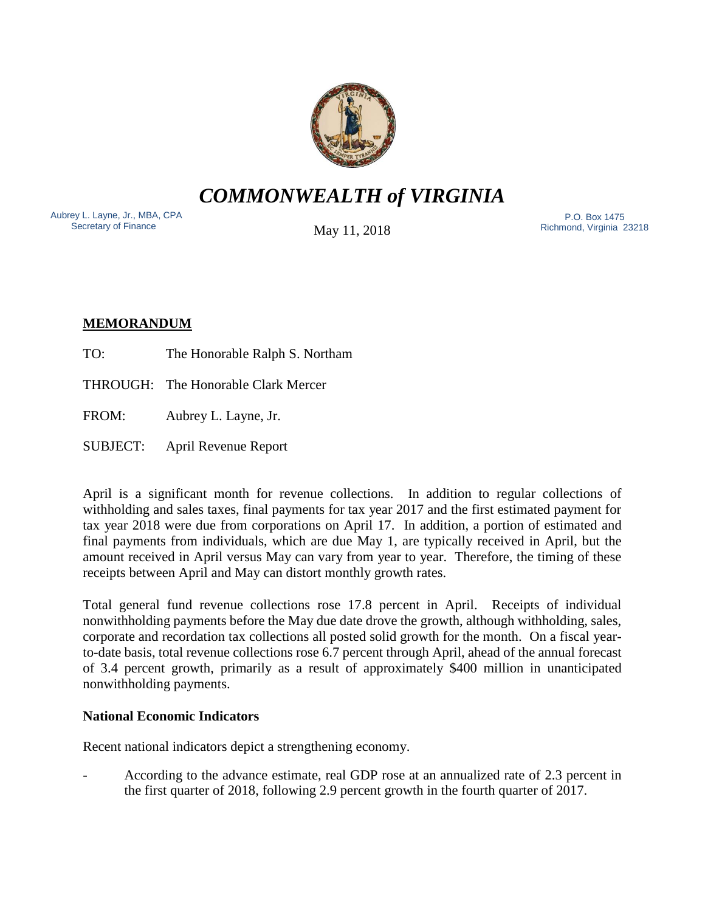# *COMMONWEALTH of VIRGINIA*

Aubrey L. Layne, Jr., MBA, CPA
Secretary of Finance

May 11, 2018

P.O. Box 1475
Richmond, Virginia 23218

**MEMORANDUM**

TO: The Honorable Ralph S. Northam

THROUGH: The Honorable Clark Mercer

FROM: Aubrey L. Layne, Jr.

SUBJECT: April Revenue Report

April is a significant month for revenue collections. In addition to regular collections of withholding and sales taxes, final payments for tax year 2017 and the first estimated payment for tax year 2018 were due from corporations on April 17. In addition, a portion of estimated and final payments from individuals, which are due May 1, are typically received in April, but the amount received in April versus May can vary from year to year. Therefore, the timing of these receipts between April and May can distort monthly growth rates.

Total general fund revenue collections rose 17.8 percent in April. Receipts of individual nonwithholding payments before the May due date drove the growth, although withholding, sales, corporate and recordation tax collections all posted solid growth for the month. On a fiscal year-to-date basis, total revenue collections rose 6.7 percent through April, ahead of the annual forecast of 3.4 percent growth, primarily as a result of approximately $400 million in unanticipated nonwithholding payments.

**National Economic Indicators**

Recent national indicators depict a strengthening economy.

- According to the advance estimate, real GDP rose at an annualized rate of 2.3 percent in the first quarter of 2018, following 2.9 percent growth in the fourth quarter of 2017.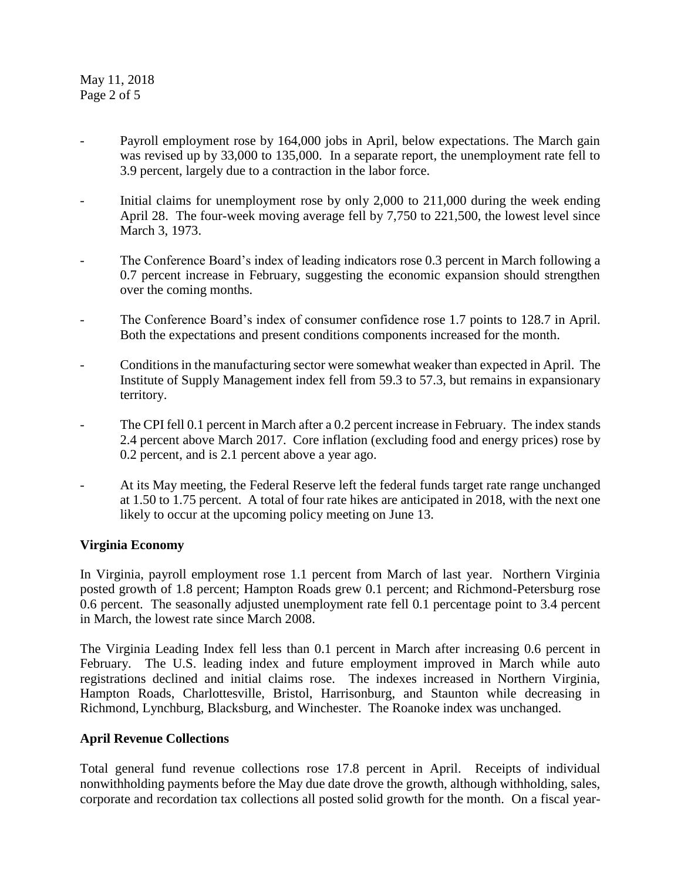- Payroll employment rose by 164,000 jobs in April, below expectations. The March gain was revised up by 33,000 to 135,000. In a separate report, the unemployment rate fell to 3.9 percent, largely due to a contraction in the labor force.

- Initial claims for unemployment rose by only 2,000 to 211,000 during the week ending April 28. The four-week moving average fell by 7,750 to 221,500, the lowest level since March 3, 1973.

- The Conference Board's index of leading indicators rose 0.3 percent in March following a 0.7 percent increase in February, suggesting the economic expansion should strengthen over the coming months.

- The Conference Board's index of consumer confidence rose 1.7 points to 128.7 in April. Both the expectations and present conditions components increased for the month.

- Conditions in the manufacturing sector were somewhat weaker than expected in April. The Institute of Supply Management index fell from 59.3 to 57.3, but remains in expansionary territory.

- The CPI fell 0.1 percent in March after a 0.2 percent increase in February. The index stands 2.4 percent above March 2017. Core inflation (excluding food and energy prices) rose by 0.2 percent, and is 2.1 percent above a year ago.

- At its May meeting, the Federal Reserve left the federal funds target rate range unchanged at 1.50 to 1.75 percent. A total of four rate hikes are anticipated in 2018, with the next one likely to occur at the upcoming policy meeting on June 13.

**Virginia Economy**

In Virginia, payroll employment rose 1.1 percent from March of last year. Northern Virginia posted growth of 1.8 percent; Hampton Roads grew 0.1 percent; and Richmond-Petersburg rose 0.6 percent. The seasonally adjusted unemployment rate fell 0.1 percentage point to 3.4 percent in March, the lowest rate since March 2008.

The Virginia Leading Index fell less than 0.1 percent in March after increasing 0.6 percent in February. The U.S. leading index and future employment improved in March while auto registrations declined and initial claims rose. The indexes increased in Northern Virginia, Hampton Roads, Charlottesville, Bristol, Harrisonburg, and Staunton while decreasing in Richmond, Lynchburg, Blacksburg, and Winchester. The Roanoke index was unchanged.

**April Revenue Collections**

Total general fund revenue collections rose 17.8 percent in April. Receipts of individual nonwithholding payments before the May due date drove the growth, although withholding, sales, corporate and recordation tax collections all posted solid growth for the month. On a fiscal year-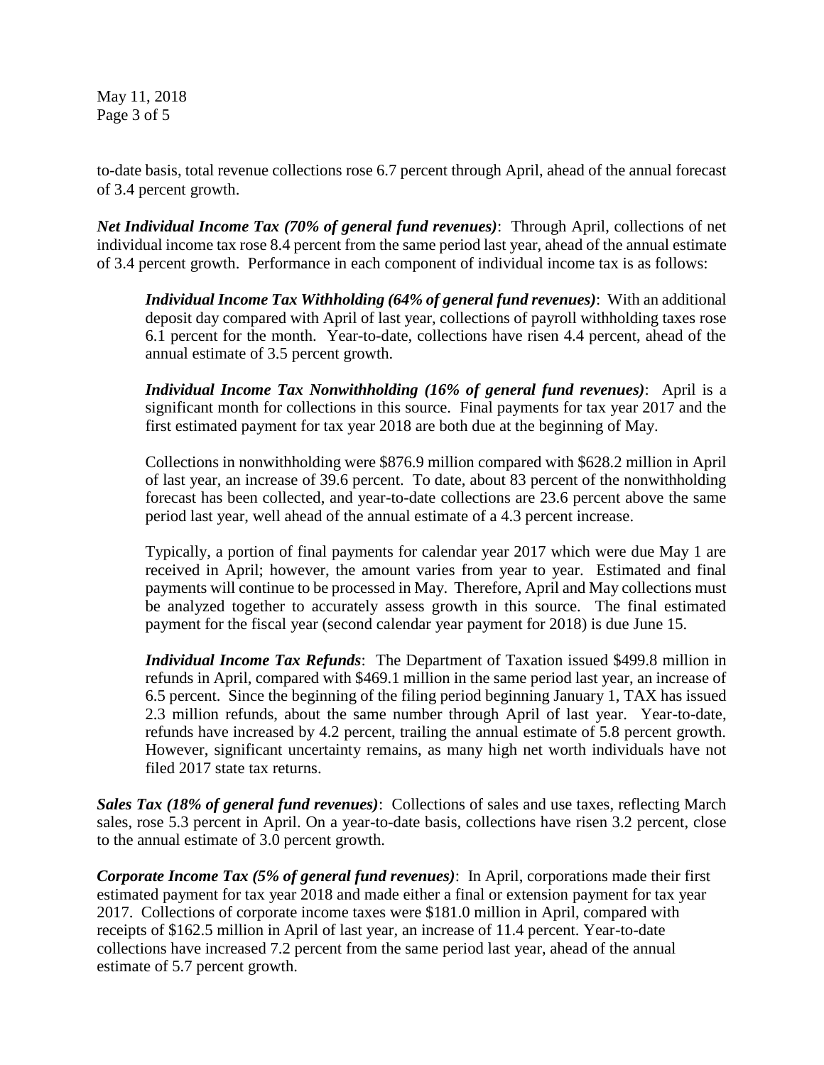to-date basis, total revenue collections rose 6.7 percent through April, ahead of the annual forecast of 3.4 percent growth.

***Net Individual Income Tax (70% of general fund revenues)***: Through April, collections of net individual income tax rose 8.4 percent from the same period last year, ahead of the annual estimate of 3.4 percent growth. Performance in each component of individual income tax is as follows:

> ***Individual Income Tax Withholding (64% of general fund revenues)***: With an additional deposit day compared with April of last year, collections of payroll withholding taxes rose 6.1 percent for the month. Year-to-date, collections have risen 4.4 percent, ahead of the annual estimate of 3.5 percent growth.
>
> ***Individual Income Tax Nonwithholding (16% of general fund revenues)***: April is a significant month for collections in this source. Final payments for tax year 2017 and the first estimated payment for tax year 2018 are both due at the beginning of May.
>
> Collections in nonwithholding were $876.9 million compared with $628.2 million in April of last year, an increase of 39.6 percent. To date, about 83 percent of the nonwithholding forecast has been collected, and year-to-date collections are 23.6 percent above the same period last year, well ahead of the annual estimate of a 4.3 percent increase.
>
> Typically, a portion of final payments for calendar year 2017 which were due May 1 are received in April; however, the amount varies from year to year. Estimated and final payments will continue to be processed in May. Therefore, April and May collections must be analyzed together to accurately assess growth in this source. The final estimated payment for the fiscal year (second calendar year payment for 2018) is due June 15.
>
> ***Individual Income Tax Refunds***: The Department of Taxation issued $499.8 million in refunds in April, compared with $469.1 million in the same period last year, an increase of 6.5 percent. Since the beginning of the filing period beginning January 1, TAX has issued 2.3 million refunds, about the same number through April of last year. Year-to-date, refunds have increased by 4.2 percent, trailing the annual estimate of 5.8 percent growth. However, significant uncertainty remains, as many high net worth individuals have not filed 2017 state tax returns.

***Sales Tax (18% of general fund revenues)***: Collections of sales and use taxes, reflecting March sales, rose 5.3 percent in April. On a year-to-date basis, collections have risen 3.2 percent, close to the annual estimate of 3.0 percent growth.

***Corporate Income Tax (5% of general fund revenues)***: In April, corporations made their first estimated payment for tax year 2018 and made either a final or extension payment for tax year 2017. Collections of corporate income taxes were $181.0 million in April, compared with receipts of $162.5 million in April of last year, an increase of 11.4 percent. Year-to-date collections have increased 7.2 percent from the same period last year, ahead of the annual estimate of 5.7 percent growth.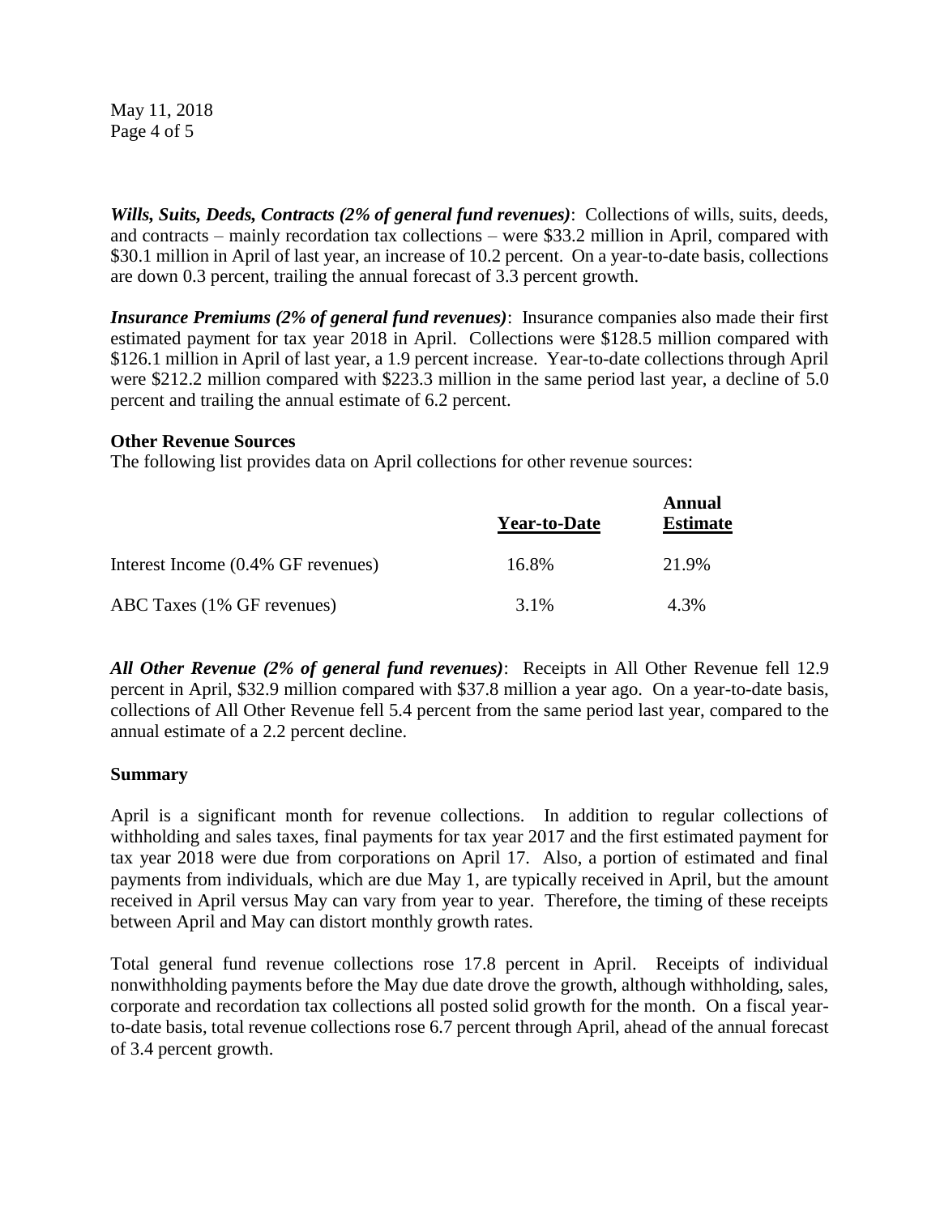***Wills, Suits, Deeds, Contracts (2% of general fund revenues)***: Collections of wills, suits, deeds, and contracts – mainly recordation tax collections – were $33.2 million in April, compared with $30.1 million in April of last year, an increase of 10.2 percent. On a year-to-date basis, collections are down 0.3 percent, trailing the annual forecast of 3.3 percent growth.

***Insurance Premiums (2% of general fund revenues)***: Insurance companies also made their first estimated payment for tax year 2018 in April. Collections were $128.5 million compared with $126.1 million in April of last year, a 1.9 percent increase. Year-to-date collections through April were $212.2 million compared with $223.3 million in the same period last year, a decline of 5.0 percent and trailing the annual estimate of 6.2 percent.

**Other Revenue Sources**

The following list provides data on April collections for other revenue sources:

| | Year-to-Date | Annual Estimate |
|---|---|---|
| Interest Income (0.4% GF revenues) | 16.8% | 21.9% |
| ABC Taxes (1% GF revenues) | 3.1% | 4.3% |

***All Other Revenue (2% of general fund revenues)***: Receipts in All Other Revenue fell 12.9 percent in April, $32.9 million compared with $37.8 million a year ago. On a year-to-date basis, collections of All Other Revenue fell 5.4 percent from the same period last year, compared to the annual estimate of a 2.2 percent decline.

**Summary**

April is a significant month for revenue collections. In addition to regular collections of withholding and sales taxes, final payments for tax year 2017 and the first estimated payment for tax year 2018 were due from corporations on April 17. Also, a portion of estimated and final payments from individuals, which are due May 1, are typically received in April, but the amount received in April versus May can vary from year to year. Therefore, the timing of these receipts between April and May can distort monthly growth rates.

Total general fund revenue collections rose 17.8 percent in April. Receipts of individual nonwithholding payments before the May due date drove the growth, although withholding, sales, corporate and recordation tax collections all posted solid growth for the month. On a fiscal year-to-date basis, total revenue collections rose 6.7 percent through April, ahead of the annual forecast of 3.4 percent growth.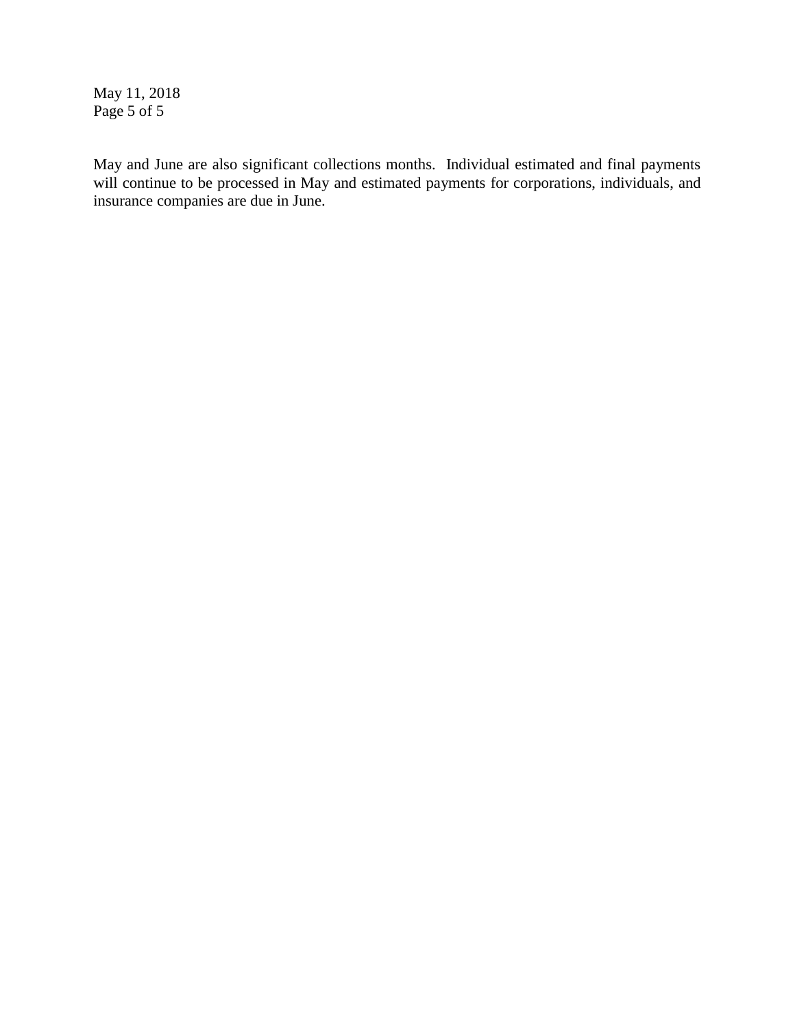May and June are also significant collections months. Individual estimated and final payments will continue to be processed in May and estimated payments for corporations, individuals, and insurance companies are due in June.